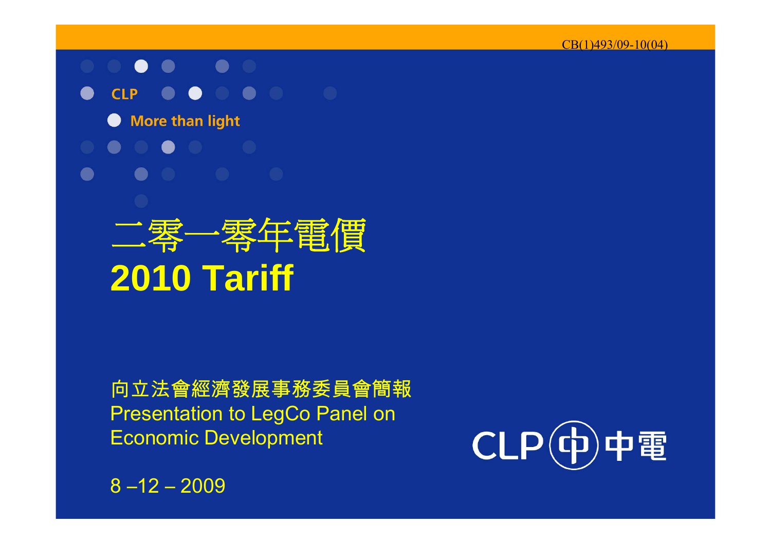CB(1)493/09-10(04)

CLP

More than light

# 二零一零年電價
# 2010 Tariff

向立法會經濟發展事務委員會簡報
Presentation to LegCo Panel on Economic Development

CLP 中電

8 –12 – 2009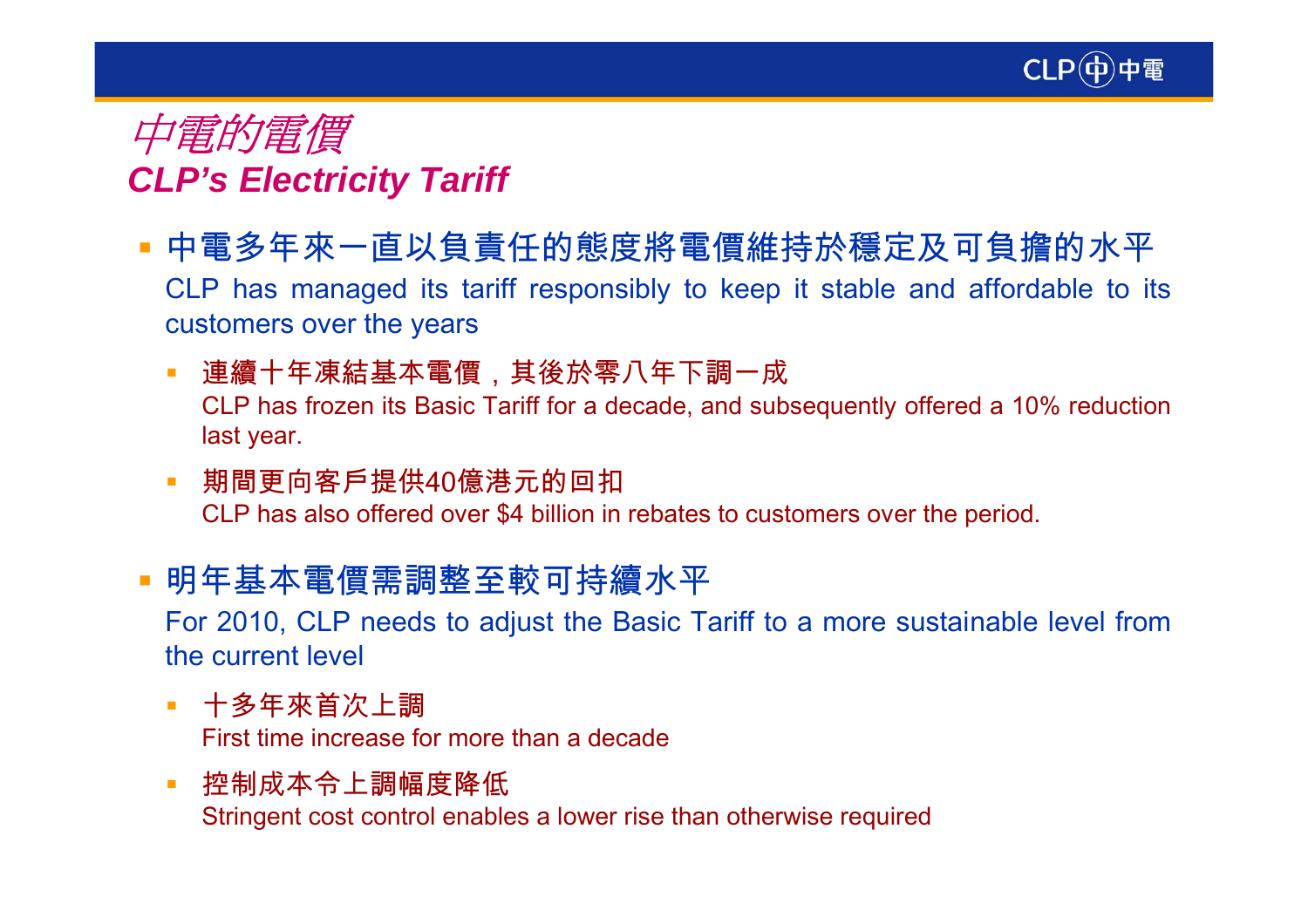# *中電的電價*
## *CLP's Electricity Tariff*

- 中電多年來一直以負責任的態度將電價維持於穩定及可負擔的水平
  CLP has managed its tariff responsibly to keep it stable and affordable to its customers over the years
  - 連續十年凍結基本電價，其後於零八年下調一成
    CLP has frozen its Basic Tariff for a decade, and subsequently offered a 10% reduction last year.
  - 期間更向客戶提供40億港元的回扣
    CLP has also offered over $4 billion in rebates to customers over the period.
- 明年基本電價需調整至較可持續水平
  For 2010, CLP needs to adjust the Basic Tariff to a more sustainable level from the current level
  - 十多年來首次上調
    First time increase for more than a decade
  - 控制成本令上調幅度降低
    Stringent cost control enables a lower rise than otherwise required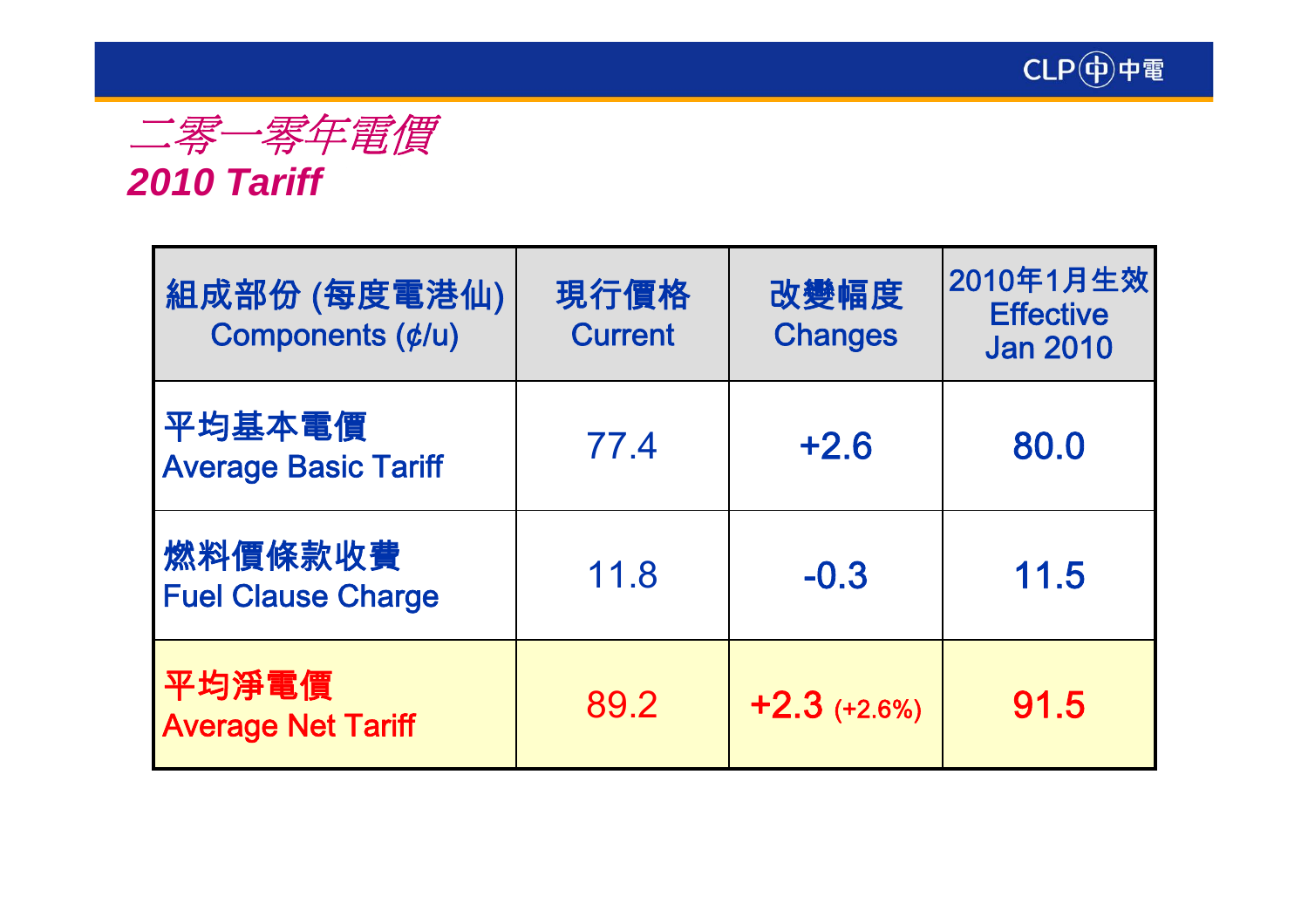# *二零一零年電價*
# *2010 Tariff*

| 組成部份 (每度電港仙) Components (¢/u) | 現行價格 Current | 改變幅度 Changes | 2010年1月生效 Effective Jan 2010 |
|---|---|---|---|
| **平均基本電價** Average Basic Tariff | 77.4 | +2.6 | 80.0 |
| **燃料價條款收費** Fuel Clause Charge | 11.8 | -0.3 | 11.5 |
| **平均淨電價** Average Net Tariff | 89.2 | +2.3 (+2.6%) | 91.5 |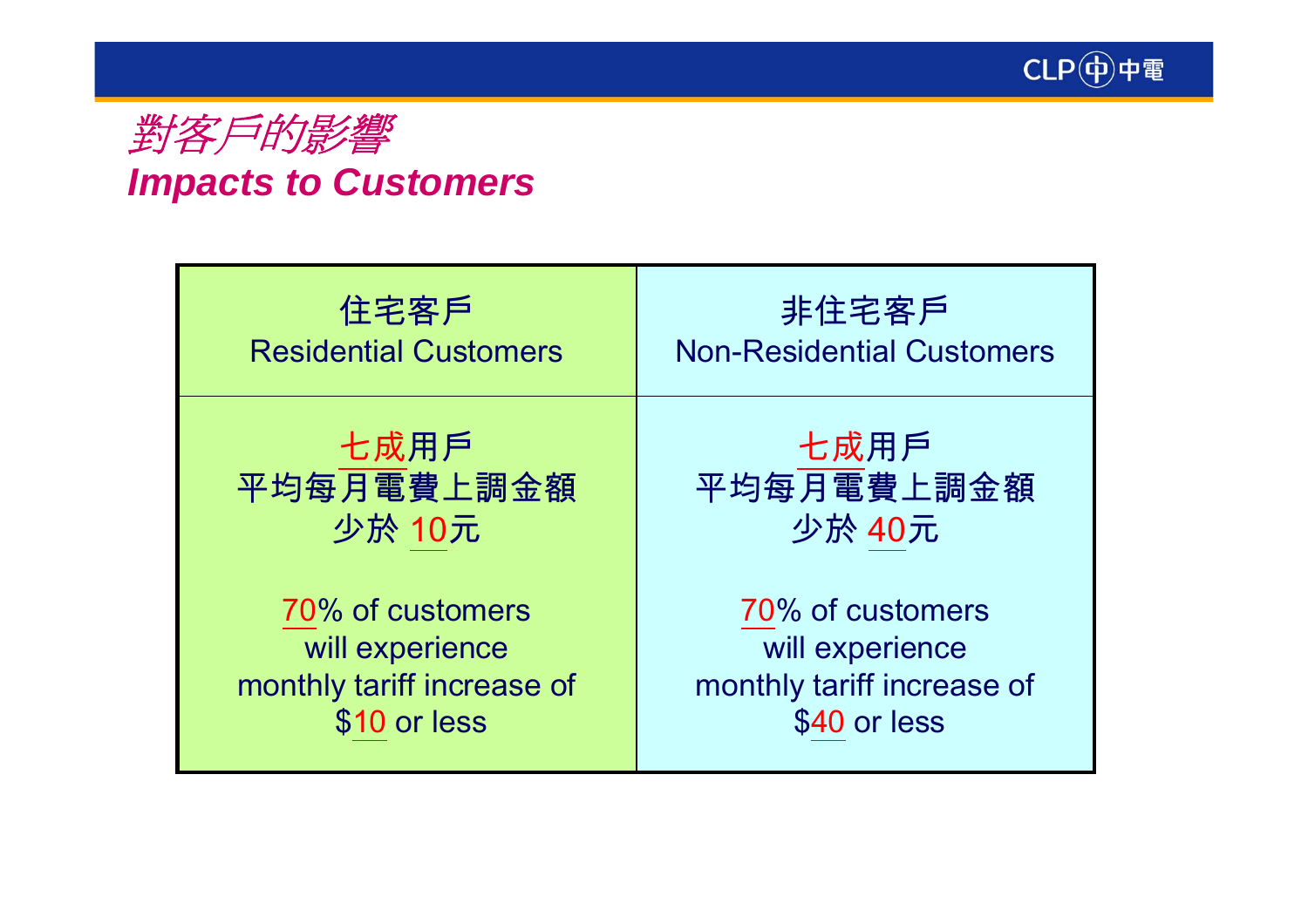# *對客戶的影響*
# *Impacts to Customers*

| 住宅客戶<br>Residential Customers | 非住宅客戶<br>Non-Residential Customers |
|---|---|
| 七成用戶<br>平均每月電費上調金額<br>少於 10元<br><br>70% of customers<br>will experience<br>monthly tariff increase of<br>$10 or less | 七成用戶<br>平均每月電費上調金額<br>少於 40元<br><br>70% of customers<br>will experience<br>monthly tariff increase of<br>$40 or less |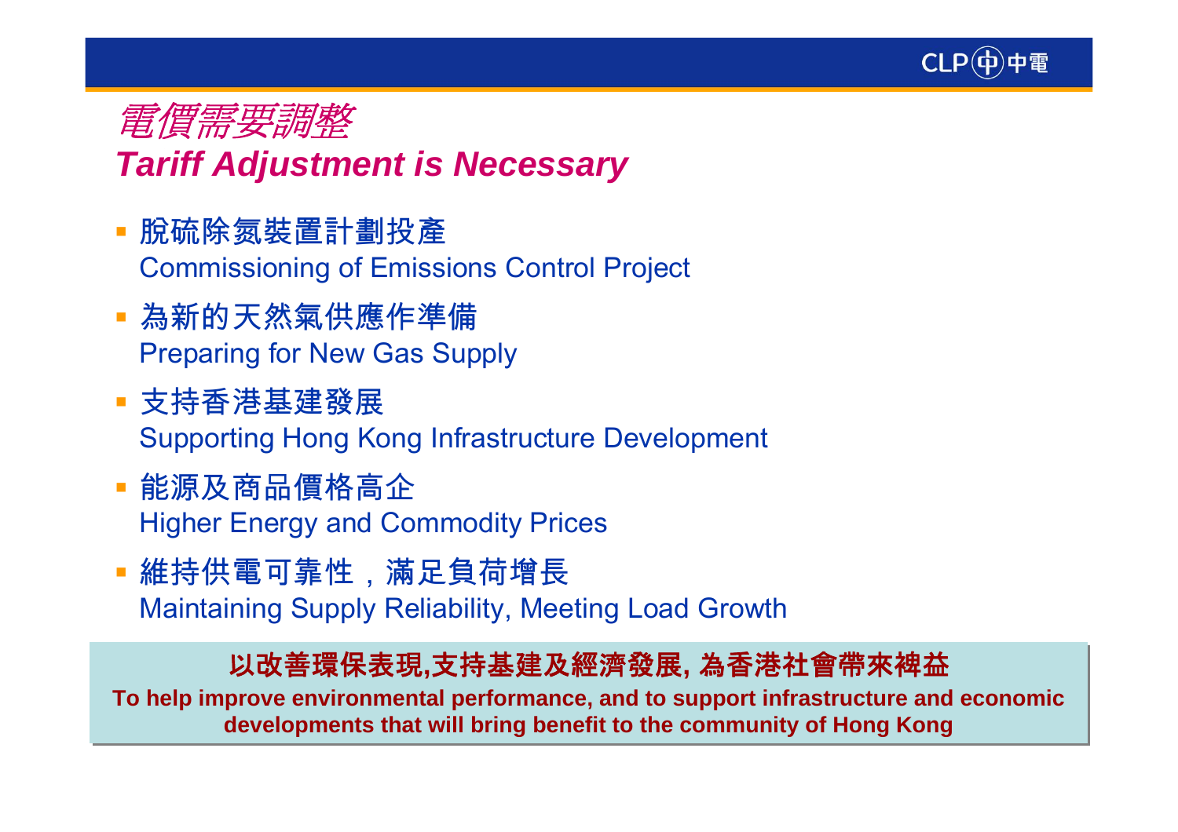# *電價需要調整*
# *Tariff Adjustment is Necessary*

- 脫硫除氮裝置計劃投產
  Commissioning of Emissions Control Project
- 為新的天然氣供應作準備
  Preparing for New Gas Supply
- 支持香港基建發展
  Supporting Hong Kong Infrastructure Development
- 能源及商品價格高企
  Higher Energy and Commodity Prices
- 維持供電可靠性，滿足負荷增長
  Maintaining Supply Reliability, Meeting Load Growth

**以改善環保表現,支持基建及經濟發展, 為香港社會帶來裨益**

**To help improve environmental performance, and to support infrastructure and economic developments that will bring benefit to the community of Hong Kong**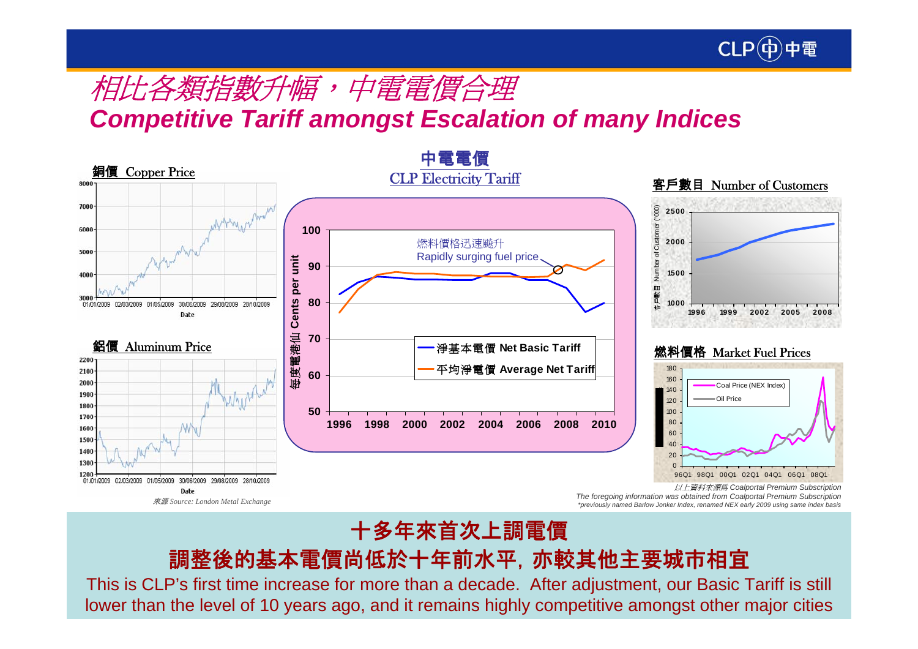# 相比各類指數升幅，中電電價合理
# Competitive Tariff amongst Escalation of many Indices

**銅價 Copper Price**

**鋁價 Aluminum Price**

來源 Source: London Metal Exchange

**中電電價**
**CLP Electricity Tariff**

燃料價格迅速颷升
Rapidly surging fuel price

每度電港仙 Cents per unit

- 淨基本電價 Net Basic Tariff
- 平均淨電價 Average Net Tariff

**客戶數目 Number of Customers**

**燃料價格 Market Fuel Prices**

- Coal Price (NEX Index)
- Oil Price

以上資料來源為 Coalportal Premium Subscription
The foregoing information was obtained from Coalportal Premium Subscription
*previously named Barlow Jonker Index, renamed NEX early 2009 using same index basis

## 十多年來首次上調電價
## 調整後的基本電價尚低於十年前水平, 亦較其他主要城市相宜

This is CLP's first time increase for more than a decade. After adjustment, our Basic Tariff is still lower than the level of 10 years ago, and it remains highly competitive amongst other major cities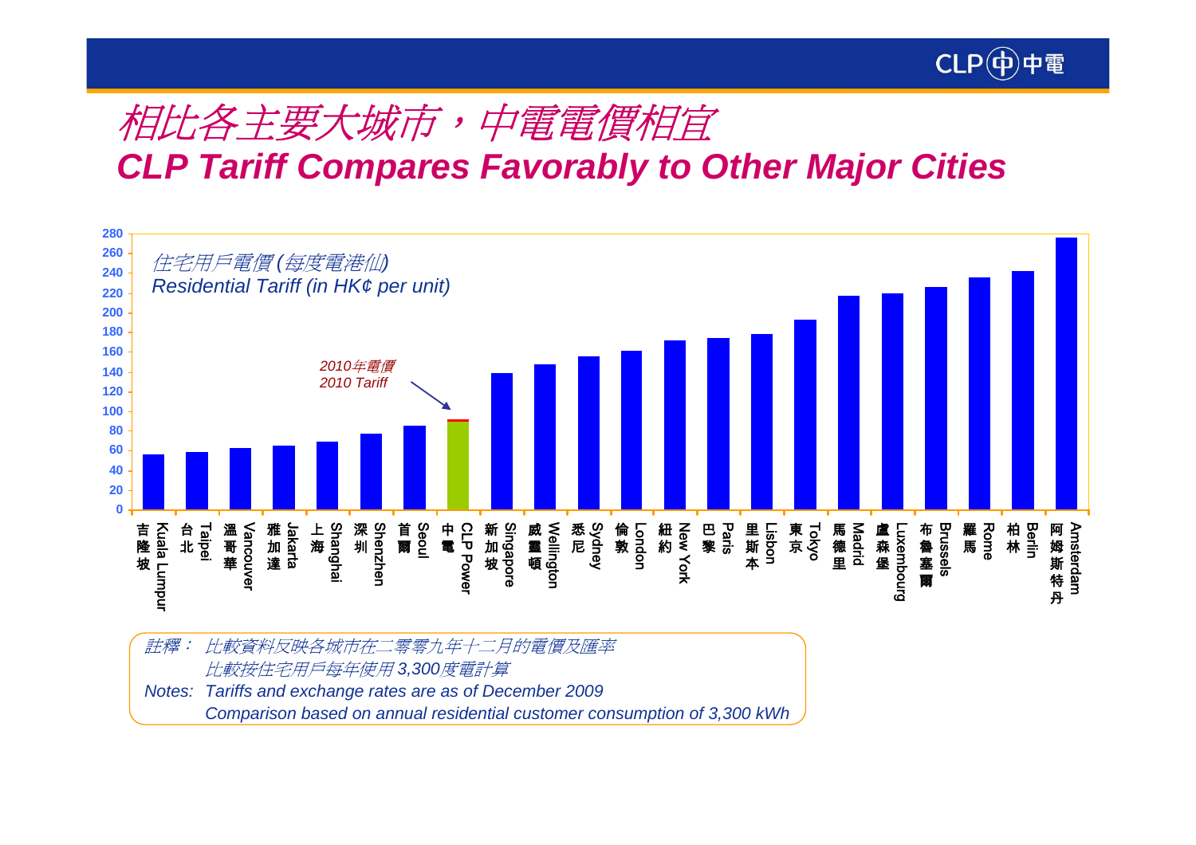# 相比各主要大城市，中電電價相宜

# CLP Tariff Compares Favorably to Other Major Cities

*住宅用戶電價 (每度電港仙)*
*Residential Tariff (in HK¢ per unit)*

*2010年電價*
*2010 Tariff*

| City | Residential Tariff (HK¢ per unit, approx.) |
|---|---|
| 吉隆坡 Kuala Lumpur | 57 |
| 台北 Taipei | 59 |
| 溫哥華 Vancouver | 63 |
| 雅加達 Jakarta | 65 |
| 上海 Shanghai | 70 |
| 深圳 Shenzhen | 78 |
| 首爾 Seoul | 86 |
| 中電 CLP Power | 90 (2010 Tariff: 92) |
| 新加坡 Singapore | 139 |
| 威靈頓 Wellington | 148 |
| 悉尼 Sydney | 156 |
| 倫敦 London | 162 |
| 紐約 New York | 172 |
| 巴黎 Paris | 175 |
| 里斯本 Lisbon | 179 |
| 東京 Tokyo | 193 |
| 馬德里 Madrid | 218 |
| 盧森堡 Luxembourg | 220 |
| 布魯塞爾 Brussels | 226 |
| 羅馬 Rome | 236 |
| 柏林 Berlin | 242 |
| 阿姆斯特丹 Amsterdam | 276 |

*註釋：比較資料反映各城市在二零零九年十二月的電價及匯率*
*比較按住宅用戶每年使用3,300度電計算*

*Notes: Tariffs and exchange rates are as of December 2009*
*Comparison based on annual residential customer consumption of 3,300 kWh*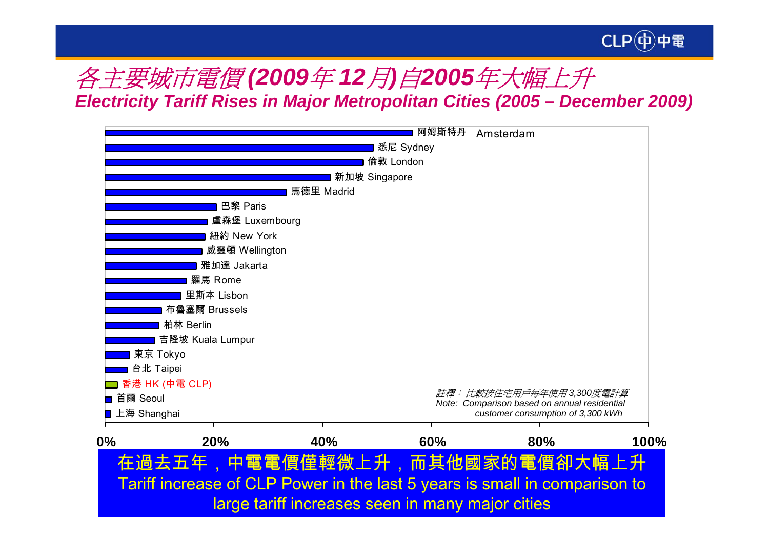# *各主要城市電價(2009年12月)自2005年大幅上升*

***Electricity Tariff Rises in Major Metropolitan Cities (2005 – December 2009)***

- 阿姆斯特丹 Amsterdam
- 悉尼 Sydney
- 倫敦 London
- 新加坡 Singapore
- 馬德里 Madrid
- 巴黎 Paris
- 盧森堡 Luxembourg
- 紐約 New York
- 威靈頓 Wellington
- 雅加達 Jakarta
- 羅馬 Rome
- 里斯本 Lisbon
- 布魯塞爾 Brussels
- 柏林 Berlin
- 吉隆坡 Kuala Lumpur
- 東京 Tokyo
- 台北 Taipei
- 香港 HK (中電 CLP)
- 首爾 Seoul
- 上海 Shanghai

**0% 20% 40% 60% 80% 100%**

*註釋：比較按住宅用戶每年使用3,300度電計算*

*Note: Comparison based on annual residential customer consumption of 3,300 kWh*

在過去五年，中電電價僅輕微上升，而其他國家的電價卻大幅上升

Tariff increase of CLP Power in the last 5 years is small in comparison to large tariff increases seen in many major cities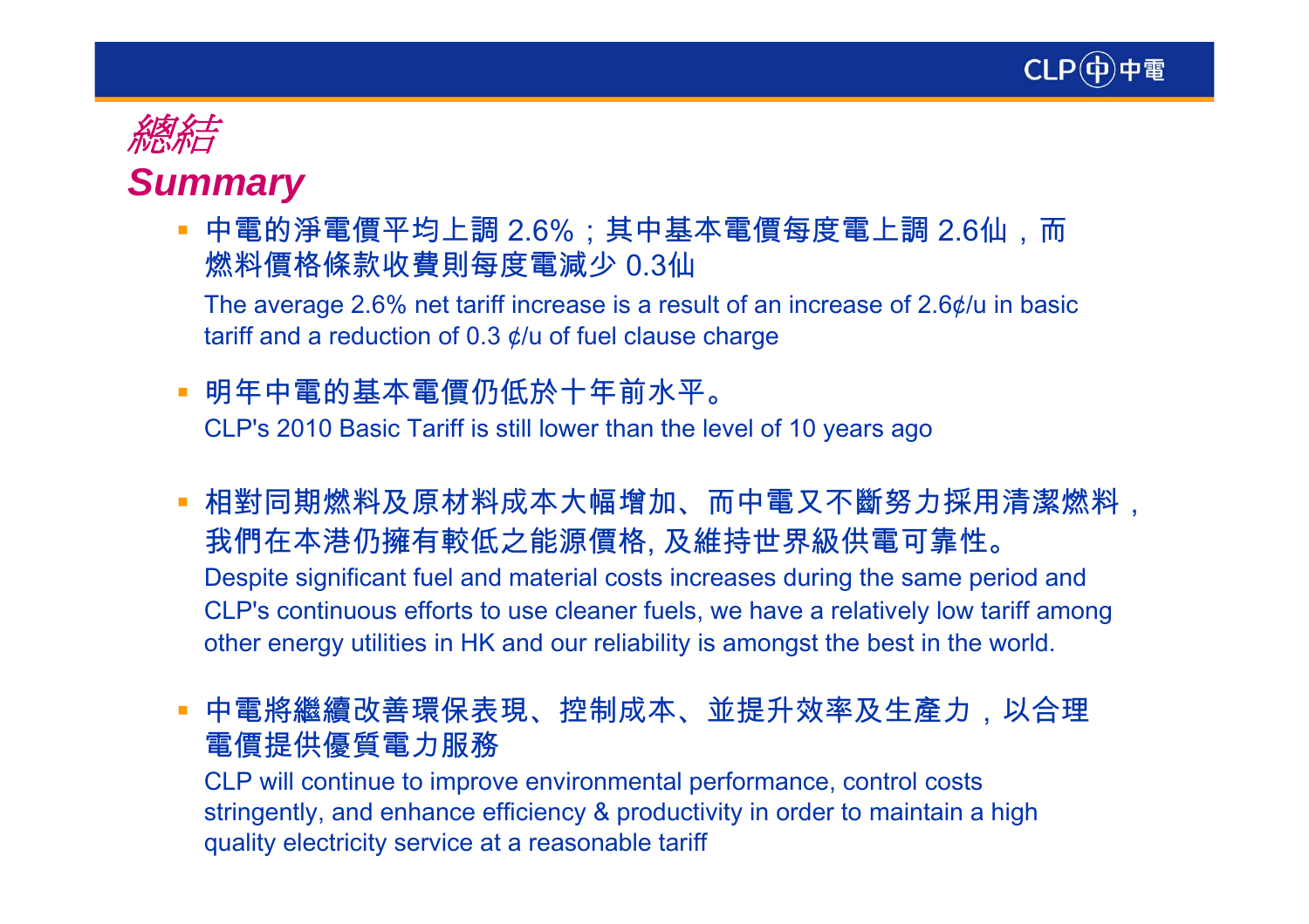# *總結*
# *Summary*

- 中電的淨電價平均上調 2.6%；其中基本電價每度電上調 2.6仙，而燃料價格條款收費則每度電減少 0.3仙

  The average 2.6% net tariff increase is a result of an increase of 2.6¢/u in basic tariff and a reduction of 0.3 ¢/u of fuel clause charge

- 明年中電的基本電價仍低於十年前水平。

  CLP's 2010 Basic Tariff is still lower than the level of 10 years ago

- 相對同期燃料及原材料成本大幅增加、而中電又不斷努力採用清潔燃料，我們在本港仍擁有較低之能源價格, 及維持世界級供電可靠性。

  Despite significant fuel and material costs increases during the same period and CLP's continuous efforts to use cleaner fuels, we have a relatively low tariff among other energy utilities in HK and our reliability is amongst the best in the world.

- 中電將繼續改善環保表現、控制成本、並提升效率及生產力，以合理電價提供優質電力服務

  CLP will continue to improve environmental performance, control costs stringently, and enhance efficiency & productivity in order to maintain a high quality electricity service at a reasonable tariff